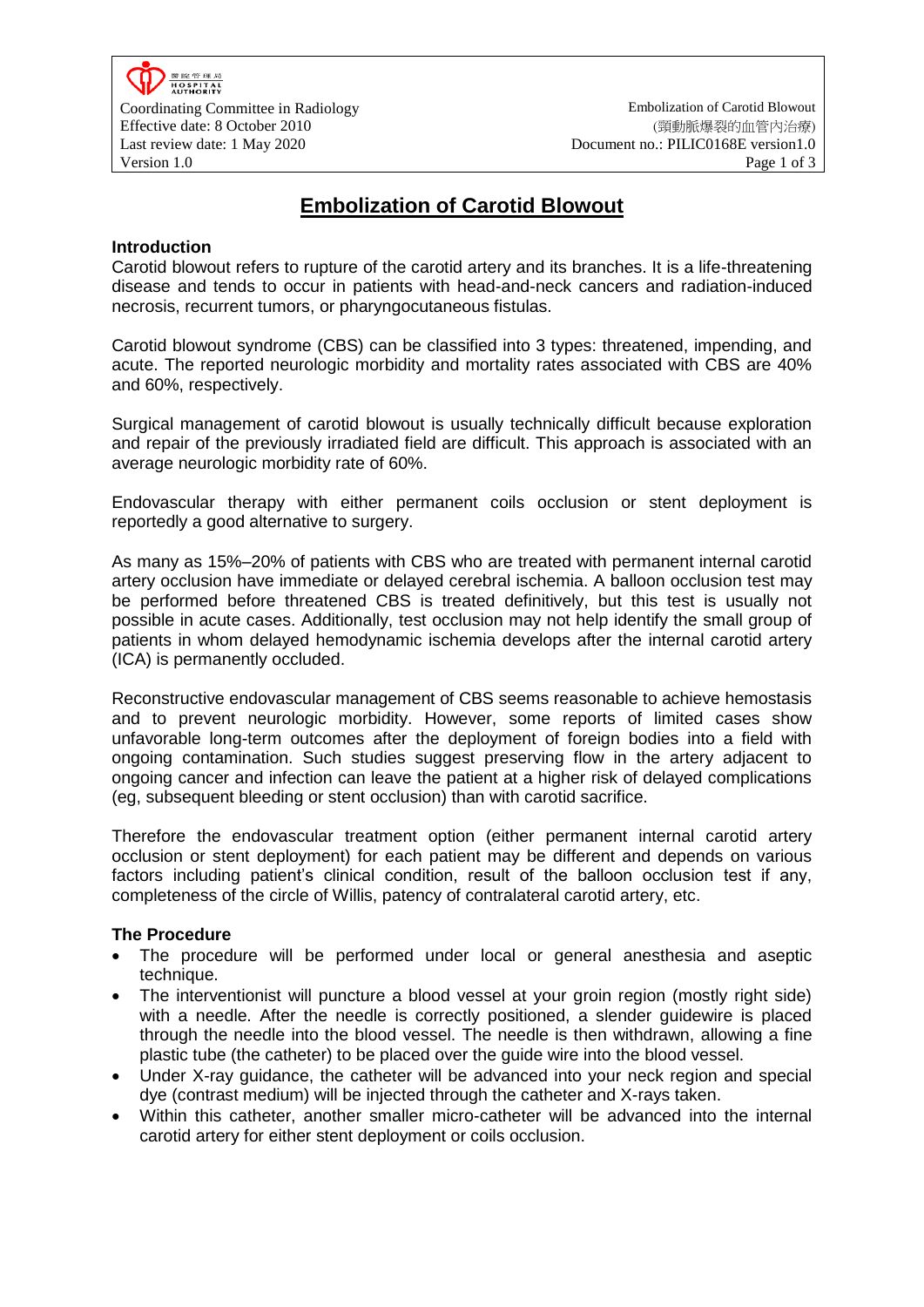# Embolization of Carotid Blowout

## Introduction

Carotid blowout refers to rupture of the carotid artery and its branches. It is a life-threatening disease and tends to occur in patients with head-and-neck cancers and radiation-induced necrosis, recurrent tumors, or pharyngocutaneous fistulas.

Carotid blowout syndrome (CBS) can be classified into 3 types: threatened, impending, and acute. The reported neurologic morbidity and mortality rates associated with CBS are 40% and 60%, respectively.

Surgical management of carotid blowout is usually technically difficult because exploration and repair of the previously irradiated field are difficult. This approach is associated with an average neurologic morbidity rate of 60%.

Endovascular therapy with either permanent coils occlusion or stent deployment is reportedly a good alternative to surgery.

As many as 15%–20% of patients with CBS who are treated with permanent internal carotid artery occlusion have immediate or delayed cerebral ischemia. A balloon occlusion test may be performed before threatened CBS is treated definitively, but this test is usually not possible in acute cases. Additionally, test occlusion may not help identify the small group of patients in whom delayed hemodynamic ischemia develops after the internal carotid artery (ICA) is permanently occluded.

Reconstructive endovascular management of CBS seems reasonable to achieve hemostasis and to prevent neurologic morbidity. However, some reports of limited cases show unfavorable long-term outcomes after the deployment of foreign bodies into a field with ongoing contamination. Such studies suggest preserving flow in the artery adjacent to ongoing cancer and infection can leave the patient at a higher risk of delayed complications (eg, subsequent bleeding or stent occlusion) than with carotid sacrifice.

Therefore the endovascular treatment option (either permanent internal carotid artery occlusion or stent deployment) for each patient may be different and depends on various factors including patient's clinical condition, result of the balloon occlusion test if any, completeness of the circle of Willis, patency of contralateral carotid artery, etc.

## The Procedure

- The procedure will be performed under local or general anesthesia and aseptic technique.
- The interventionist will puncture a blood vessel at your groin region (mostly right side) with a needle. After the needle is correctly positioned, a slender guidewire is placed through the needle into the blood vessel. The needle is then withdrawn, allowing a fine plastic tube (the catheter) to be placed over the guide wire into the blood vessel.
- Under X-ray guidance, the catheter will be advanced into your neck region and special dye (contrast medium) will be injected through the catheter and X-rays taken.
- Within this catheter, another smaller micro-catheter will be advanced into the internal carotid artery for either stent deployment or coils occlusion.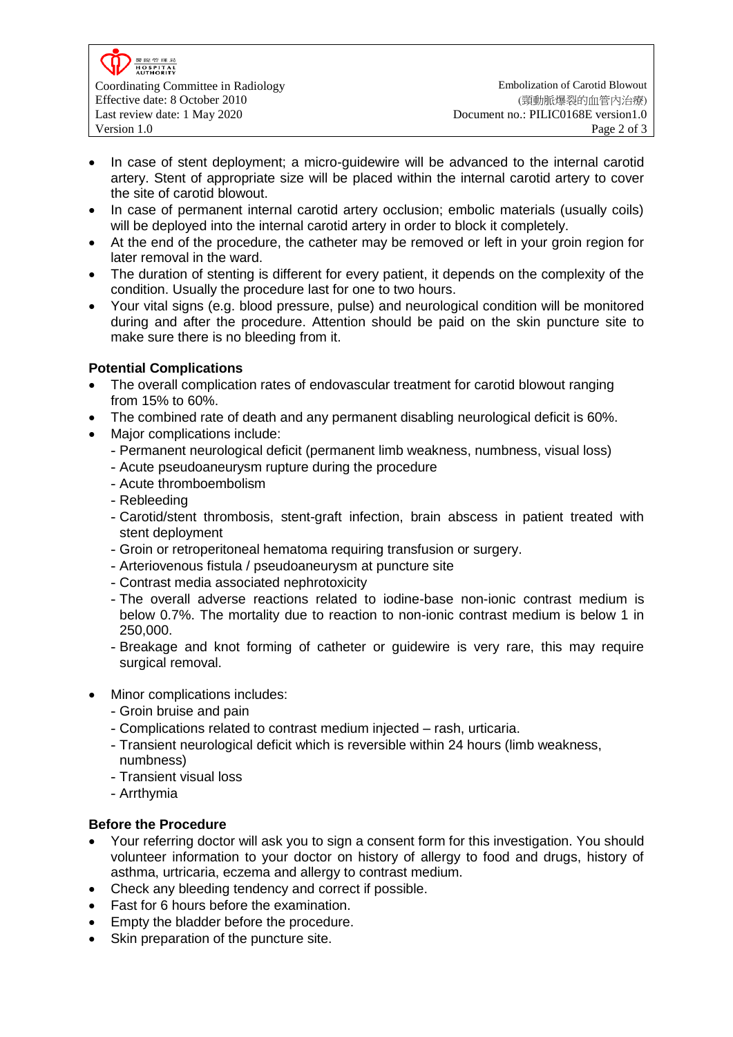- In case of stent deployment; a micro-guidewire will be advanced to the internal carotid artery. Stent of appropriate size will be placed within the internal carotid artery to cover the site of carotid blowout.
- In case of permanent internal carotid artery occlusion; embolic materials (usually coils) will be deployed into the internal carotid artery in order to block it completely.
- At the end of the procedure, the catheter may be removed or left in your groin region for later removal in the ward.
- The duration of stenting is different for every patient, it depends on the complexity of the condition. Usually the procedure last for one to two hours.
- Your vital signs (e.g. blood pressure, pulse) and neurological condition will be monitored during and after the procedure. Attention should be paid on the skin puncture site to make sure there is no bleeding from it.

**Potential Complications**

- The overall complication rates of endovascular treatment for carotid blowout ranging from 15% to 60%.
- The combined rate of death and any permanent disabling neurological deficit is 60%.
- Major complications include:
  - Permanent neurological deficit (permanent limb weakness, numbness, visual loss)
  - Acute pseudoaneurysm rupture during the procedure
  - Acute thromboembolism
  - Rebleeding
  - Carotid/stent thrombosis, stent-graft infection, brain abscess in patient treated with stent deployment
  - Groin or retroperitoneal hematoma requiring transfusion or surgery.
  - Arteriovenous fistula / pseudoaneurysm at puncture site
  - Contrast media associated nephrotoxicity
  - The overall adverse reactions related to iodine-base non-ionic contrast medium is below 0.7%. The mortality due to reaction to non-ionic contrast medium is below 1 in 250,000.
  - Breakage and knot forming of catheter or guidewire is very rare, this may require surgical removal.
- Minor complications includes:
  - Groin bruise and pain
  - Complications related to contrast medium injected – rash, urticaria.
  - Transient neurological deficit which is reversible within 24 hours (limb weakness, numbness)
  - Transient visual loss
  - Arrthymia

**Before the Procedure**

- Your referring doctor will ask you to sign a consent form for this investigation. You should volunteer information to your doctor on history of allergy to food and drugs, history of asthma, urtricaria, eczema and allergy to contrast medium.
- Check any bleeding tendency and correct if possible.
- Fast for 6 hours before the examination.
- Empty the bladder before the procedure.
- Skin preparation of the puncture site.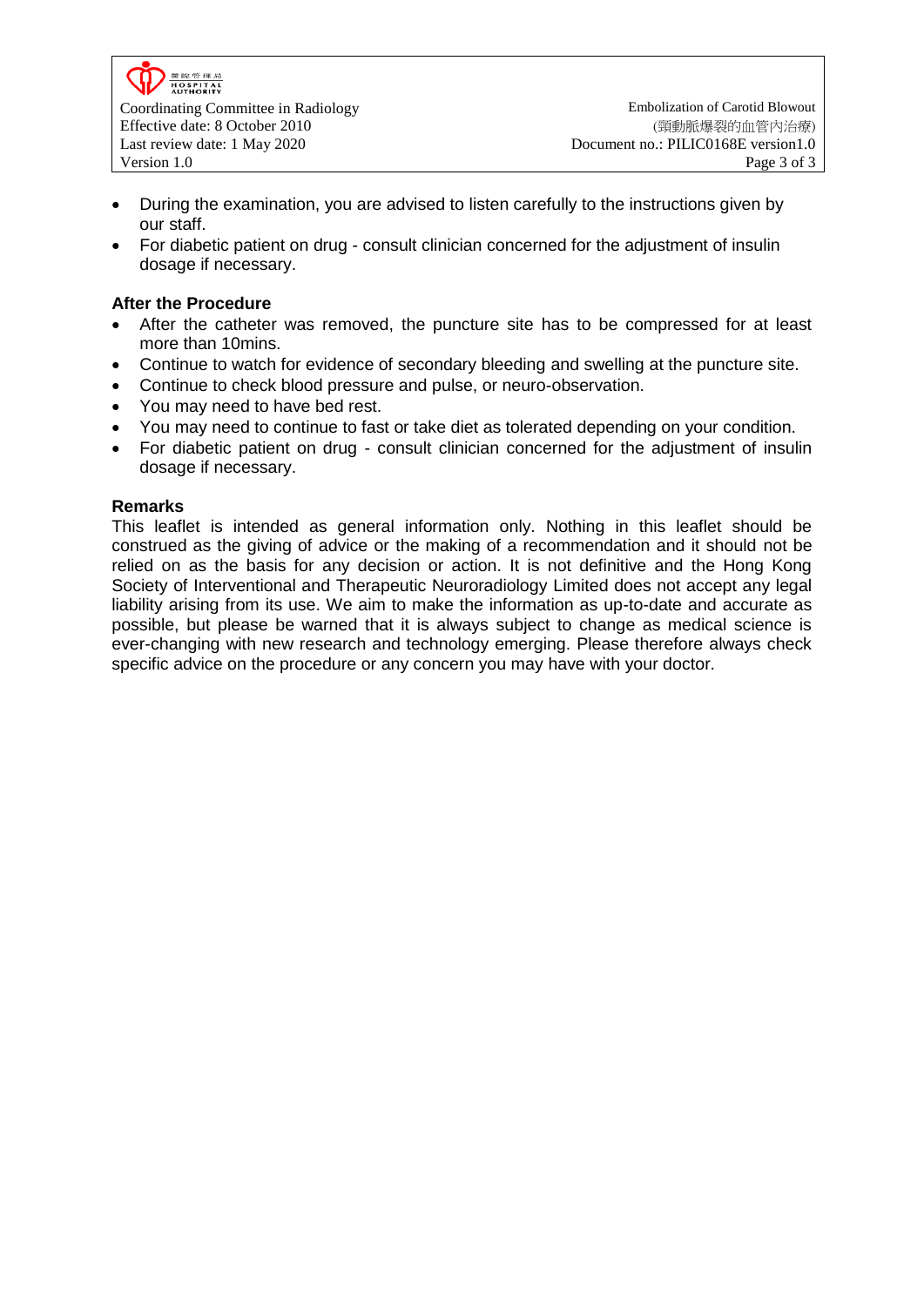- During the examination, you are advised to listen carefully to the instructions given by our staff.
- For diabetic patient on drug - consult clinician concerned for the adjustment of insulin dosage if necessary.

**After the Procedure**

- After the catheter was removed, the puncture site has to be compressed for at least more than 10mins.
- Continue to watch for evidence of secondary bleeding and swelling at the puncture site.
- Continue to check blood pressure and pulse, or neuro-observation.
- You may need to have bed rest.
- You may need to continue to fast or take diet as tolerated depending on your condition.
- For diabetic patient on drug - consult clinician concerned for the adjustment of insulin dosage if necessary.

**Remarks**

This leaflet is intended as general information only. Nothing in this leaflet should be construed as the giving of advice or the making of a recommendation and it should not be relied on as the basis for any decision or action. It is not definitive and the Hong Kong Society of Interventional and Therapeutic Neuroradiology Limited does not accept any legal liability arising from its use. We aim to make the information as up-to-date and accurate as possible, but please be warned that it is always subject to change as medical science is ever-changing with new research and technology emerging. Please therefore always check specific advice on the procedure or any concern you may have with your doctor.